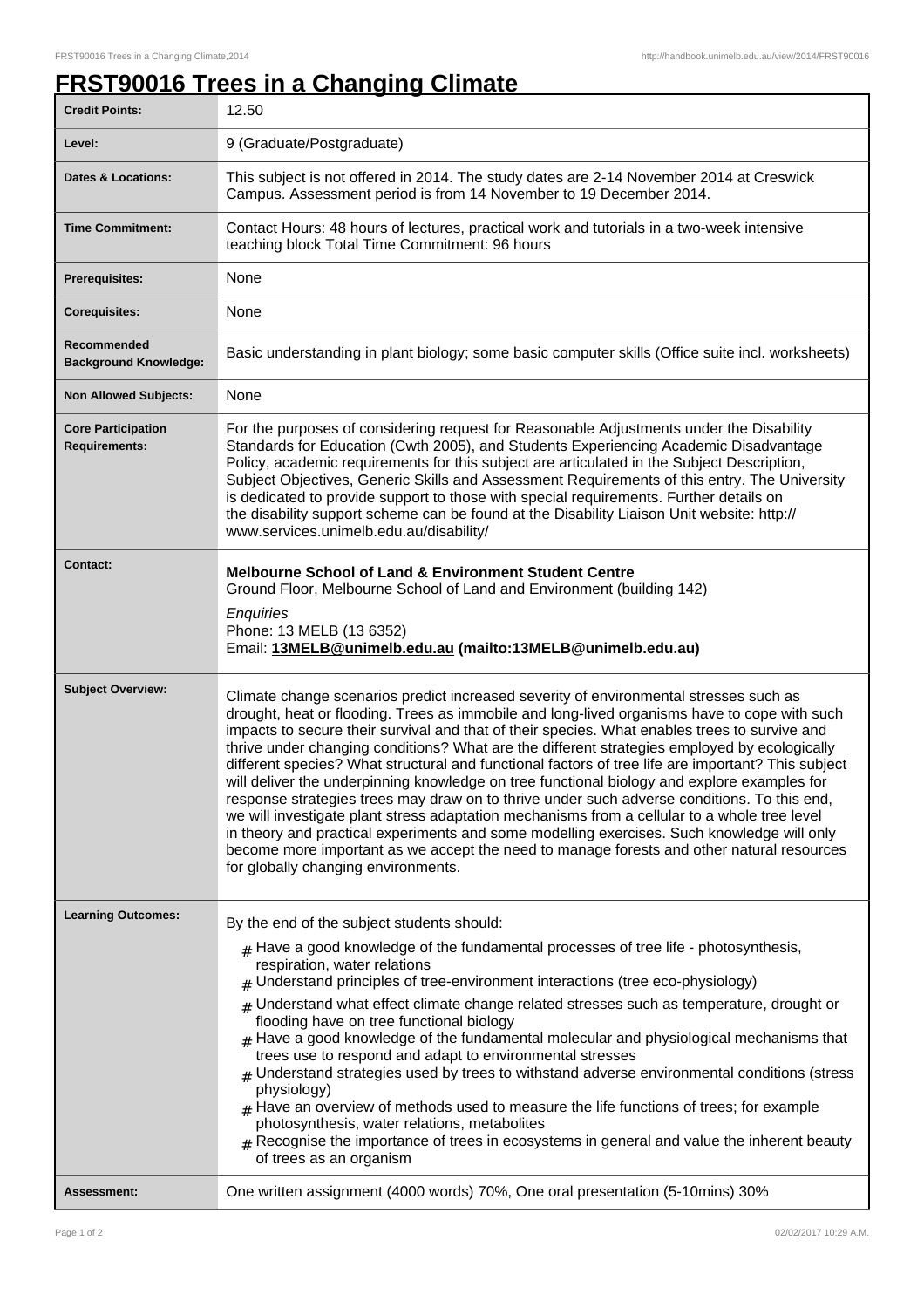# FRST90016 Trees in a Changing Climate

| | |
|---|---|
| **Credit Points:** | 12.50 |
| **Level:** | 9 (Graduate/Postgraduate) |
| **Dates & Locations:** | This subject is not offered in 2014. The study dates are 2-14 November 2014 at Creswick Campus. Assessment period is from 14 November to 19 December 2014. |
| **Time Commitment:** | Contact Hours: 48 hours of lectures, practical work and tutorials in a two-week intensive teaching block Total Time Commitment: 96 hours |
| **Prerequisites:** | None |
| **Corequisites:** | None |
| **Recommended Background Knowledge:** | Basic understanding in plant biology; some basic computer skills (Office suite incl. worksheets) |
| **Non Allowed Subjects:** | None |
| **Core Participation Requirements:** | For the purposes of considering request for Reasonable Adjustments under the Disability Standards for Education (Cwth 2005), and Students Experiencing Academic Disadvantage Policy, academic requirements for this subject are articulated in the Subject Description, Subject Objectives, Generic Skills and Assessment Requirements of this entry. The University is dedicated to provide support to those with special requirements. Further details on the disability support scheme can be found at the Disability Liaison Unit website: http://www.services.unimelb.edu.au/disability/ |
| **Contact:** | **Melbourne School of Land & Environment Student Centre** Ground Floor, Melbourne School of Land and Environment (building 142) *Enquiries* Phone: 13 MELB (13 6352) Email: **13MELB@unimelb.edu.au (mailto:13MELB@unimelb.edu.au)** |
| **Subject Overview:** | Climate change scenarios predict increased severity of environmental stresses such as drought, heat or flooding. Trees as immobile and long-lived organisms have to cope with such impacts to secure their survival and that of their species. What enables trees to survive and thrive under changing conditions? What are the different strategies employed by ecologically different species? What structural and functional factors of tree life are important? This subject will deliver the underpinning knowledge on tree functional biology and explore examples for response strategies trees may draw on to thrive under such adverse conditions. To this end, we will investigate plant stress adaptation mechanisms from a cellular to a whole tree level in theory and practical experiments and some modelling exercises. Such knowledge will only become more important as we accept the need to manage forests and other natural resources for globally changing environments. |
| **Learning Outcomes:** | By the end of the subject students should: # Have a good knowledge of the fundamental processes of tree life - photosynthesis, respiration, water relations # Understand principles of tree-environment interactions (tree eco-physiology) # Understand what effect climate change related stresses such as temperature, drought or flooding have on tree functional biology # Have a good knowledge of the fundamental molecular and physiological mechanisms that trees use to respond and adapt to environmental stresses # Understand strategies used by trees to withstand adverse environmental conditions (stress physiology) # Have an overview of methods used to measure the life functions of trees; for example photosynthesis, water relations, metabolites # Recognise the importance of trees in ecosystems in general and value the inherent beauty of trees as an organism |
| **Assessment:** | One written assignment (4000 words) 70%, One oral presentation (5-10mins) 30% |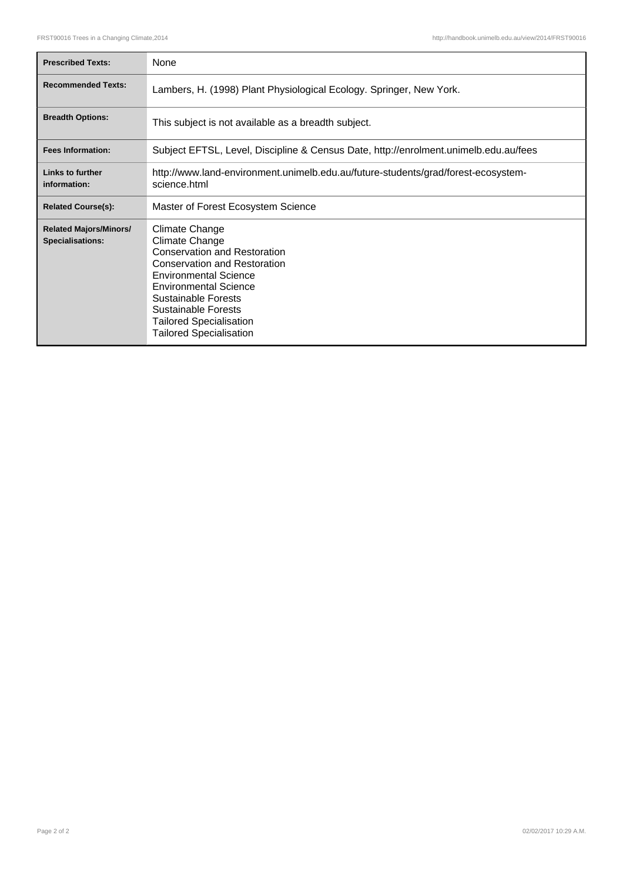| | |
|---|---|
| **Prescribed Texts:** | None |
| **Recommended Texts:** | Lambers, H. (1998) Plant Physiological Ecology. Springer, New York. |
| **Breadth Options:** | This subject is not available as a breadth subject. |
| **Fees Information:** | Subject EFTSL, Level, Discipline & Census Date, http://enrolment.unimelb.edu.au/fees |
| **Links to further information:** | http://www.land-environment.unimelb.edu.au/future-students/grad/forest-ecosystem-science.html |
| **Related Course(s):** | Master of Forest Ecosystem Science |
| **Related Majors/Minors/ Specialisations:** | Climate Change<br>Climate Change<br>Conservation and Restoration<br>Conservation and Restoration<br>Environmental Science<br>Environmental Science<br>Sustainable Forests<br>Sustainable Forests<br>Tailored Specialisation<br>Tailored Specialisation |